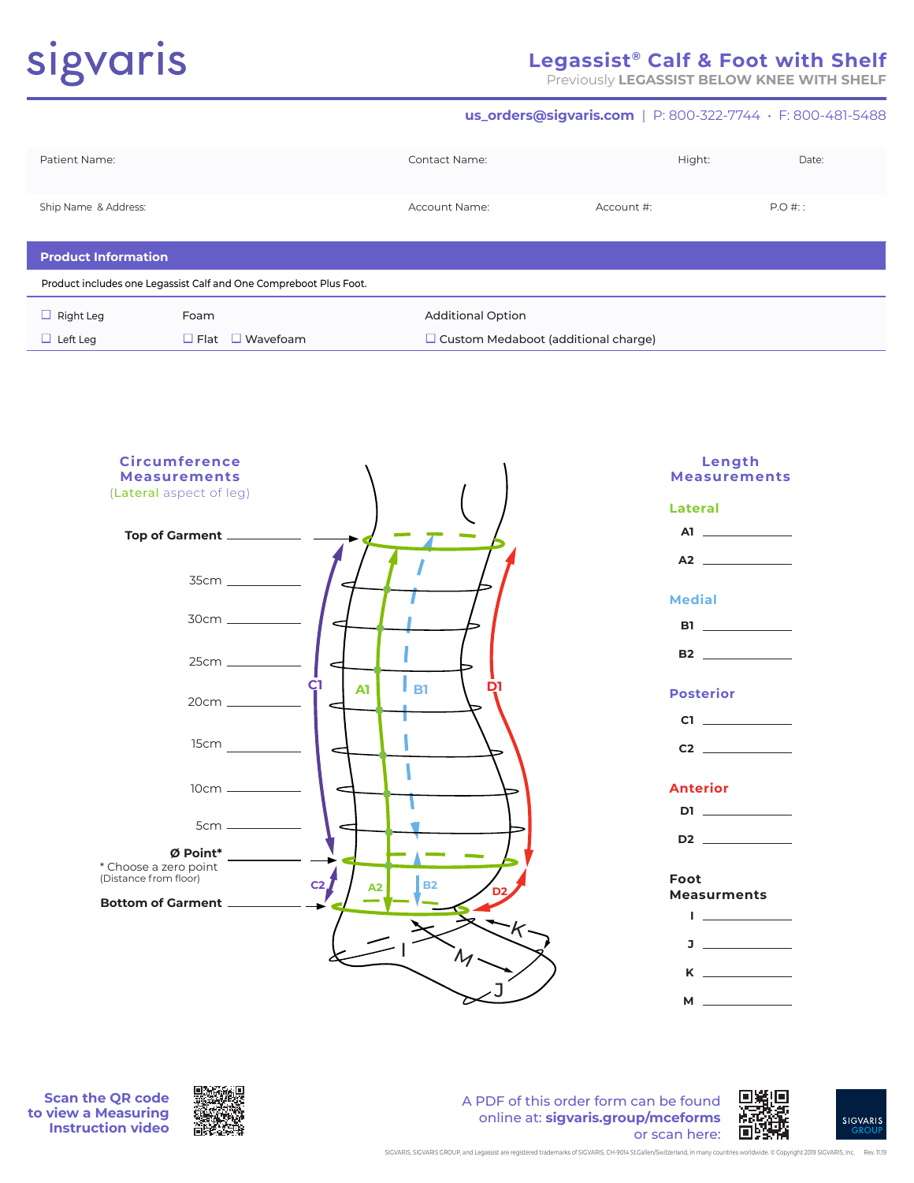sigvaris

# Legassist® Calf & Foot with Shelf

Previously **LEGASSIST BELOW KNEE WITH SHELF**

**us_orders@sigvaris.com** | P: 800-322-7744 • F: 800-481-5488

| Patient Name: | Contact Name: | | Hight: | Date: |
|---|---|---|---|---|
| Ship Name & Address: | Account Name: | Account #: | | P.O #: : |

## Product Information

Product includes one Legassist Calf and One Compreboot Plus Foot.

| | Foam | Additional Option |
|---|---|---|
| ☐ Right Leg | | |
| ☐ Left Leg | ☐ Flat ☐ Wavefoam | ☐ Custom Medaboot (additional charge) |

### Circumference Measurements
(Lateral aspect of leg)

**Top of Garment** ________

35cm ________

30cm ________

25cm ________

20cm ________

15cm ________

10cm ________

5cm ________

**Ø Point*** ________

\* Choose a zero point
(Distance from floor)

**Bottom of Garment** ________

### Length Measurements

**Lateral**

**A1** ________

**A2** ________

**Medial**

**B1** ________

**B2** ________

**Posterior**

**C1** ________

**C2** ________

**Anterior**

**D1** ________

**D2** ________

**Foot Measurements**

**I** ________

**J** ________

**K** ________

**M** ________

Scan the QR code to view a Measuring Instruction video

A PDF of this order form can be found online at: **sigvaris.group/mceforms** or scan here:

SIGVARIS GROUP

SIGVARIS, SIGVARIS GROUP, and Legassist are registered trademarks of SIGVARIS, CH-9014 St.Gallen/Switzerland, in many countries worldwide. © Copyright 2019 SIGVARIS, Inc. Rev. 11.19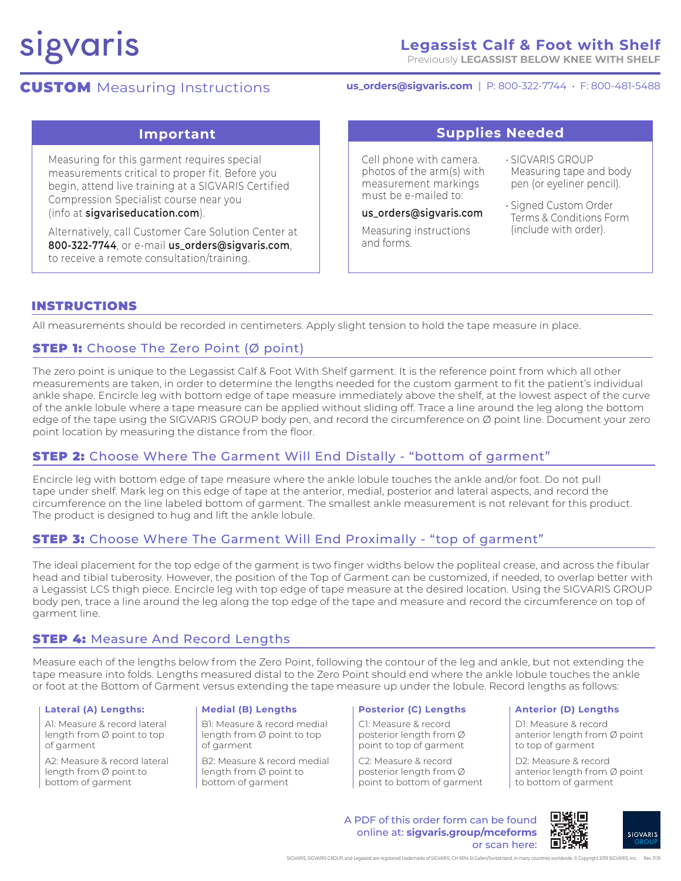sigvaris

## Legassist Calf & Foot with Shelf

Previously **LEGASSIST BELOW KNEE WITH SHELF**

# **CUSTOM** Measuring Instructions

**us_orders@sigvaris.com** | P: 800-322-7744 • F: 800-481-5488

### Important

Measuring for this garment requires special measurements critical to proper fit. Before you begin, attend live training at a SIGVARIS Certified Compression Specialist course near you (info at **sigvariseducation.com**).

Alternatively, call Customer Care Solution Center at **800-322-7744**, or e-mail **us_orders@sigvaris.com**, to receive a remote consultation/training.

### Supplies Needed

Cell phone with camera. photos of the arm(s) with measurement markings must be e-mailed to:

**us_orders@sigvaris.com**

Measuring instructions and forms.

- SIGVARIS GROUP Measuring tape and body pen (or eyeliner pencil).
- Signed Custom Order Terms & Conditions Form (include with order).

## INSTRUCTIONS

All measurements should be recorded in centimeters. Apply slight tension to hold the tape measure in place.

### STEP 1: Choose The Zero Point (Ø point)

The zero point is unique to the Legassist Calf & Foot With Shelf garment. It is the reference point from which all other measurements are taken, in order to determine the lengths needed for the custom garment to fit the patient's individual ankle shape. Encircle leg with bottom edge of tape measure immediately above the shelf, at the lowest aspect of the curve of the ankle lobule where a tape measure can be applied without sliding off. Trace a line around the leg along the bottom edge of the tape using the SIGVARIS GROUP body pen, and record the circumference on Ø point line. Document your zero point location by measuring the distance from the floor.

### STEP 2: Choose Where The Garment Will End Distally - "bottom of garment"

Encircle leg with bottom edge of tape measure where the ankle lobule touches the ankle and/or foot. Do not pull tape under shelf. Mark leg on this edge of tape at the anterior, medial, posterior and lateral aspects, and record the circumference on the line labeled bottom of garment. The smallest ankle measurement is not relevant for this product. The product is designed to hug and lift the ankle lobule.

### STEP 3: Choose Where The Garment Will End Proximally - "top of garment"

The ideal placement for the top edge of the garment is two finger widths below the popliteal crease, and across the fibular head and tibial tuberosity. However, the position of the Top of Garment can be customized, if needed, to overlap better with a Legassist LCS thigh piece. Encircle leg with top edge of tape measure at the desired location. Using the SIGVARIS GROUP body pen, trace a line around the leg along the top edge of the tape and measure and record the circumference on top of garment line.

### STEP 4: Measure And Record Lengths

Measure each of the lengths below from the Zero Point, following the contour of the leg and ankle, but not extending the tape measure into folds. Lengths measured distal to the Zero Point should end where the ankle lobule touches the ankle or foot at the Bottom of Garment versus extending the tape measure up under the lobule. Record lengths as follows:

**Lateral (A) Lengths:**

A1: Measure & record lateral length from Ø point to top of garment

A2: Measure & record lateral length from Ø point to bottom of garment

**Medial (B) Lengths**

B1: Measure & record medial length from Ø point to top of garment

B2: Measure & record medial length from Ø point to bottom of garment

**Posterior (C) Lengths**

C1: Measure & record posterior length from Ø point to top of garment

C2: Measure & record posterior length from Ø point to bottom of garment

**Anterior (D) Lengths**

D1: Measure & record anterior length from Ø point to top of garment

D2: Measure & record anterior length from Ø point to bottom of garment

A PDF of this order form can be found online at: **sigvaris.group/mceforms** or scan here:

SIGVARIS, SIGVARIS GROUP, and Legassist are registered trademarks of SIGVARIS, CH-9014 St.Gallen/Switzerland, in many countries worldwide. © Copyright 2019 SIGVARIS, Inc. Rev. 11.19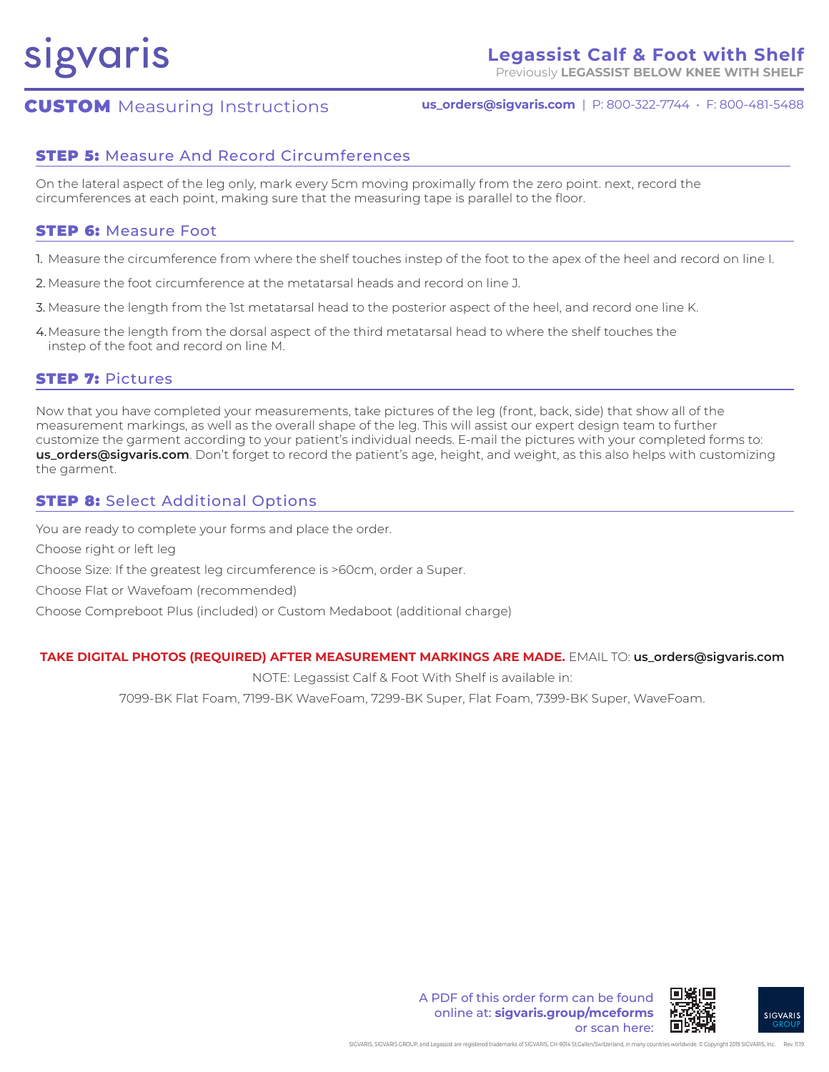# Legassist Calf & Foot with Shelf

Previously **LEGASSIST BELOW KNEE WITH SHELF**

## CUSTOM Measuring Instructions

**us_orders@sigvaris.com** | P: 800-322-7744 • F: 800-481-5488

### STEP 5: Measure And Record Circumferences

On the lateral aspect of the leg only, mark every 5cm moving proximally from the zero point. next, record the circumferences at each point, making sure that the measuring tape is parallel to the floor.

### STEP 6: Measure Foot

1. Measure the circumference from where the shelf touches instep of the foot to the apex of the heel and record on line I.
2. Measure the foot circumference at the metatarsal heads and record on line J.
3. Measure the length from the 1st metatarsal head to the posterior aspect of the heel, and record one line K.
4. Measure the length from the dorsal aspect of the third metatarsal head to where the shelf touches the instep of the foot and record on line M.

### STEP 7: Pictures

Now that you have completed your measurements, take pictures of the leg (front, back, side) that show all of the measurement markings, as well as the overall shape of the leg. This will assist our expert design team to further customize the garment according to your patient's individual needs. E-mail the pictures with your completed forms to: **us_orders@sigvaris.com**. Don't forget to record the patient's age, height, and weight, as this also helps with customizing the garment.

### STEP 8: Select Additional Options

You are ready to complete your forms and place the order.

Choose right or left leg

Choose Size: If the greatest leg circumference is >60cm, order a Super.

Choose Flat or Wavefoam (recommended)

Choose Compreboot Plus (included) or Custom Medaboot (additional charge)

**TAKE DIGITAL PHOTOS (REQUIRED) AFTER MEASUREMENT MARKINGS ARE MADE.** EMAIL TO: **us_orders@sigvaris.com**

NOTE: Legassist Calf & Foot With Shelf is available in:

7099-BK Flat Foam, 7199-BK WaveFoam, 7299-BK Super, Flat Foam, 7399-BK Super, WaveFoam.

A PDF of this order form can be found online at: **sigvaris.group/mceforms** or scan here:

SIGVARIS, SIGVARIS GROUP, and Legassist are registered trademarks of SIGVARIS, CH-9014 St.Gallen/Switzerland, in many countries worldwide. © Copyright 2019 SIGVARIS, Inc. Rev. 11.19